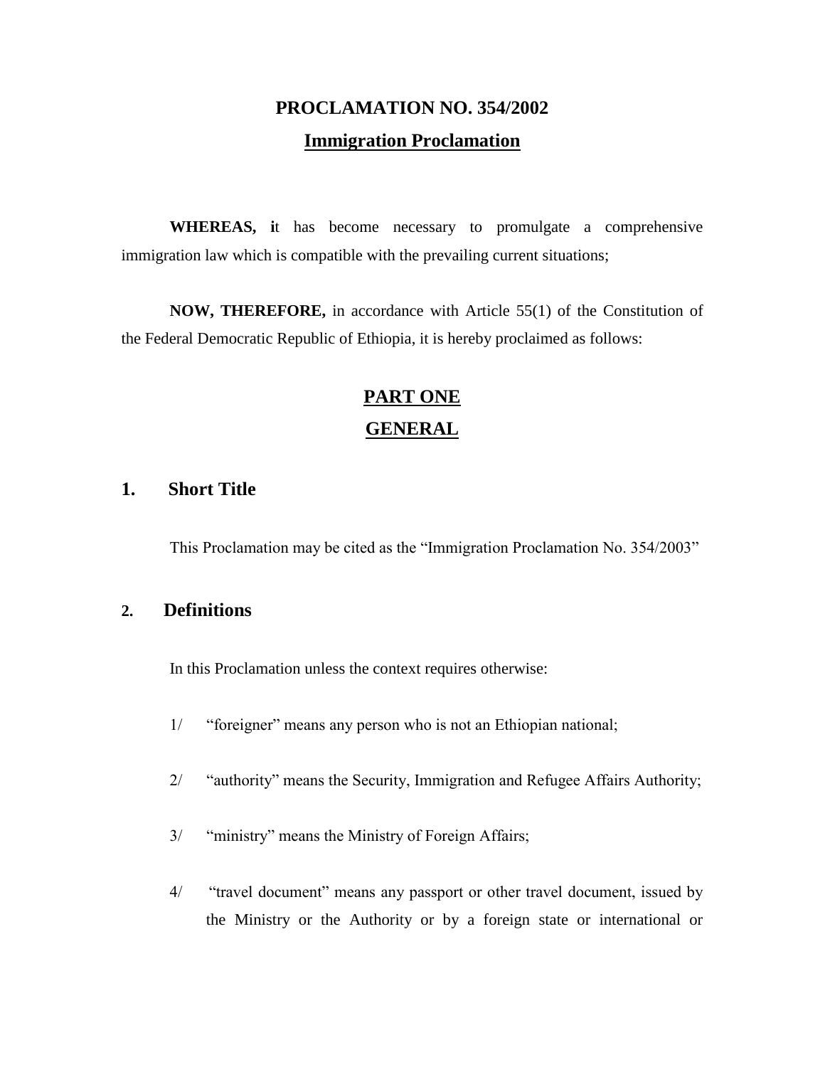# PROCLAMATION NO. 354/2002

## Immigration Proclamation

**WHEREAS, i**t has become necessary to promulgate a comprehensive immigration law which is compatible with the prevailing current situations;

**NOW, THEREFORE,** in accordance with Article 55(1) of the Constitution of the Federal Democratic Republic of Ethiopia, it is hereby proclaimed as follows:

## PART ONE

## GENERAL

### 1. Short Title

This Proclamation may be cited as the "Immigration Proclamation No. 354/2003"

### 2. Definitions

In this Proclamation unless the context requires otherwise:

1/ "foreigner" means any person who is not an Ethiopian national;

2/ "authority" means the Security, Immigration and Refugee Affairs Authority;

3/ "ministry" means the Ministry of Foreign Affairs;

4/ "travel document" means any passport or other travel document, issued by the Ministry or the Authority or by a foreign state or international or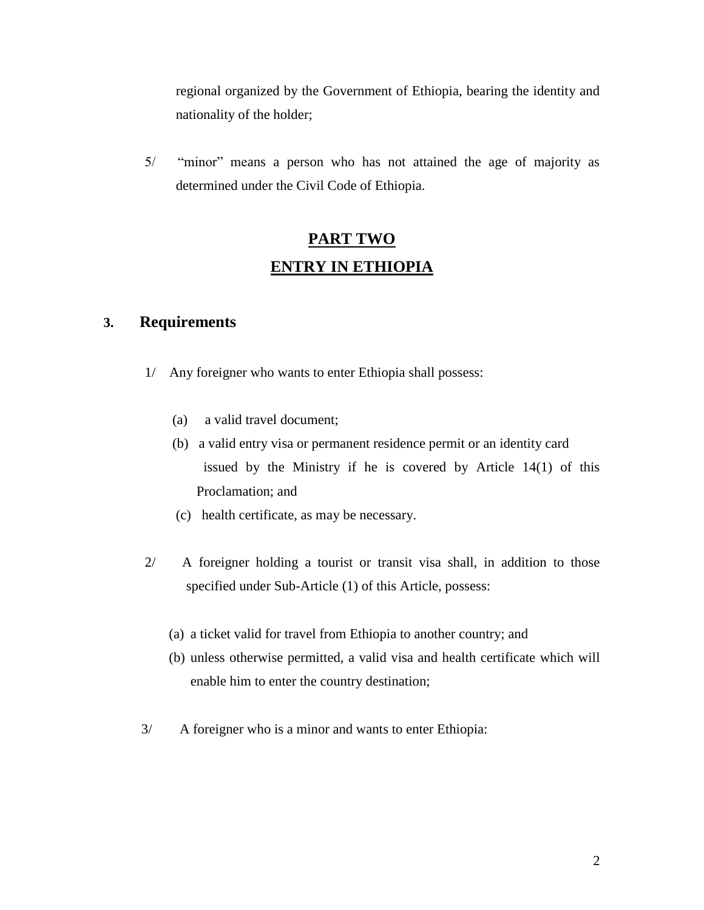regional organized by the Government of Ethiopia, bearing the identity and nationality of the holder;

5/ "minor" means a person who has not attained the age of majority as determined under the Civil Code of Ethiopia.

## PART TWO

## ENTRY IN ETHIOPIA

### 3. Requirements

1/ Any foreigner who wants to enter Ethiopia shall possess:

(a) a valid travel document;

(b) a valid entry visa or permanent residence permit or an identity card issued by the Ministry if he is covered by Article 14(1) of this Proclamation; and

(c) health certificate, as may be necessary.

2/ A foreigner holding a tourist or transit visa shall, in addition to those specified under Sub-Article (1) of this Article, possess:

(a) a ticket valid for travel from Ethiopia to another country; and

(b) unless otherwise permitted, a valid visa and health certificate which will enable him to enter the country destination;

3/ A foreigner who is a minor and wants to enter Ethiopia: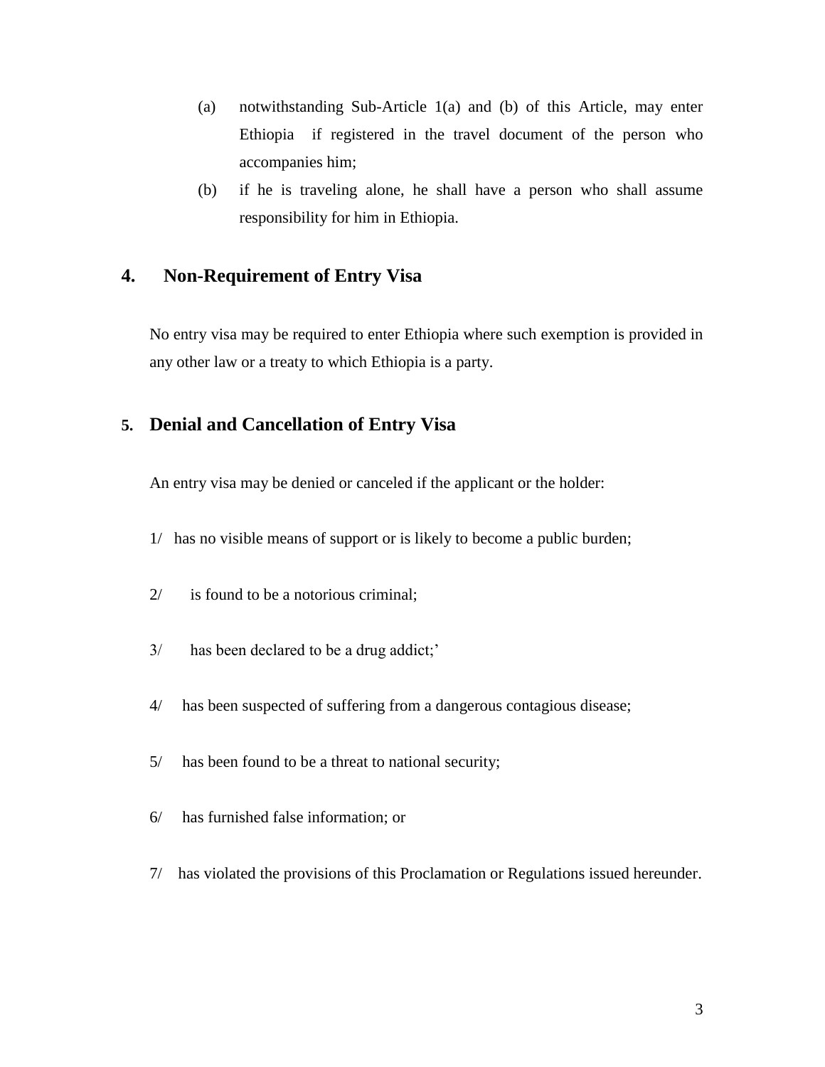(a) notwithstanding Sub-Article 1(a) and (b) of this Article, may enter Ethiopia if registered in the travel document of the person who accompanies him;

(b) if he is traveling alone, he shall have a person who shall assume responsibility for him in Ethiopia.

## 4. Non-Requirement of Entry Visa

No entry visa may be required to enter Ethiopia where such exemption is provided in any other law or a treaty to which Ethiopia is a party.

## 5. Denial and Cancellation of Entry Visa

An entry visa may be denied or canceled if the applicant or the holder:

1/ has no visible means of support or is likely to become a public burden;

2/ is found to be a notorious criminal;

3/ has been declared to be a drug addict;'

4/ has been suspected of suffering from a dangerous contagious disease;

5/ has been found to be a threat to national security;

6/ has furnished false information; or

7/ has violated the provisions of this Proclamation or Regulations issued hereunder.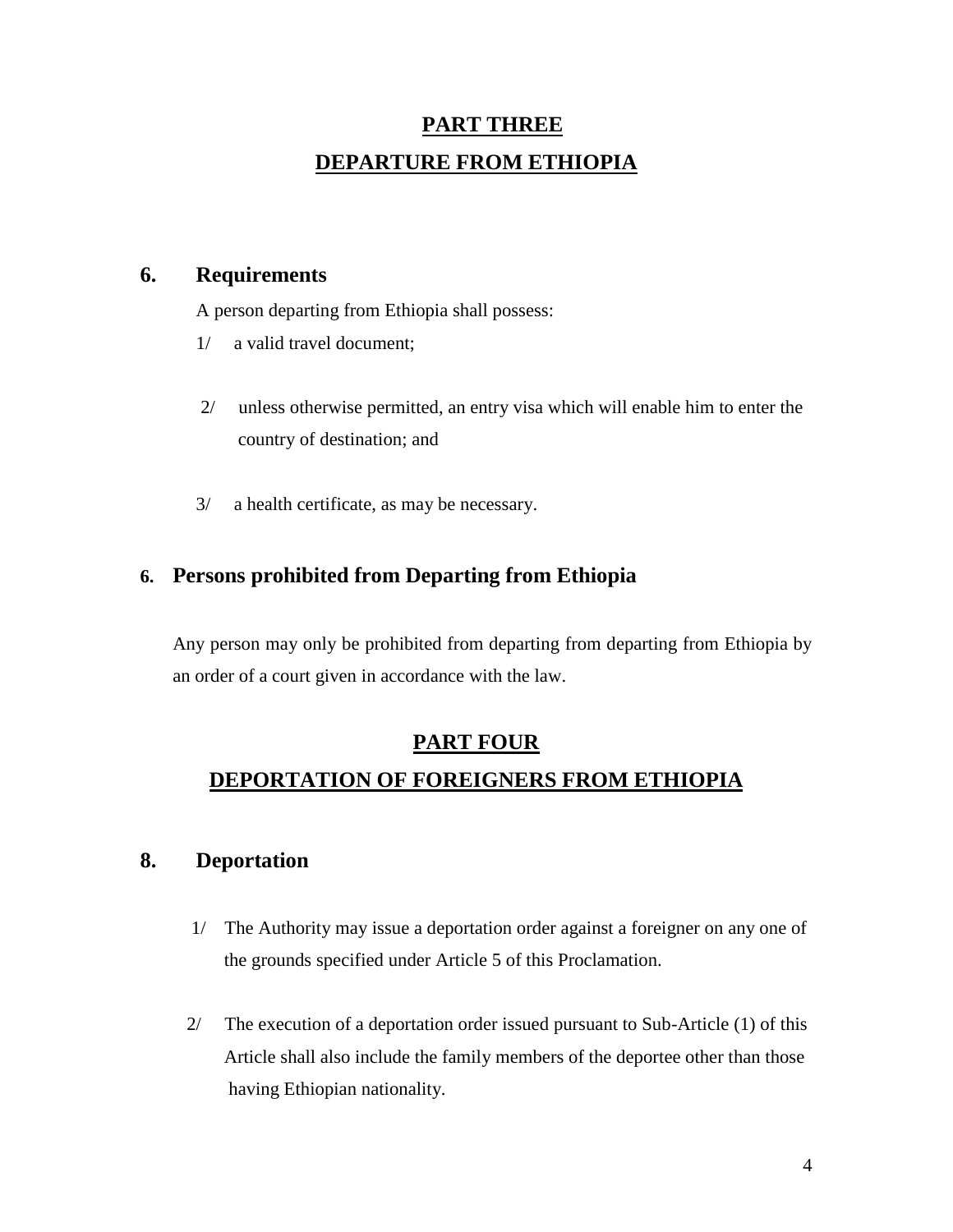## PART THREE
## DEPARTURE FROM ETHIOPIA

### 6. Requirements

A person departing from Ethiopia shall possess:

1/ a valid travel document;

2/ unless otherwise permitted, an entry visa which will enable him to enter the country of destination; and

3/ a health certificate, as may be necessary.

### 6. Persons prohibited from Departing from Ethiopia

Any person may only be prohibited from departing from departing from Ethiopia by an order of a court given in accordance with the law.

## PART FOUR
## DEPORTATION OF FOREIGNERS FROM ETHIOPIA

### 8. Deportation

1/ The Authority may issue a deportation order against a foreigner on any one of the grounds specified under Article 5 of this Proclamation.

2/ The execution of a deportation order issued pursuant to Sub-Article (1) of this Article shall also include the family members of the deportee other than those having Ethiopian nationality.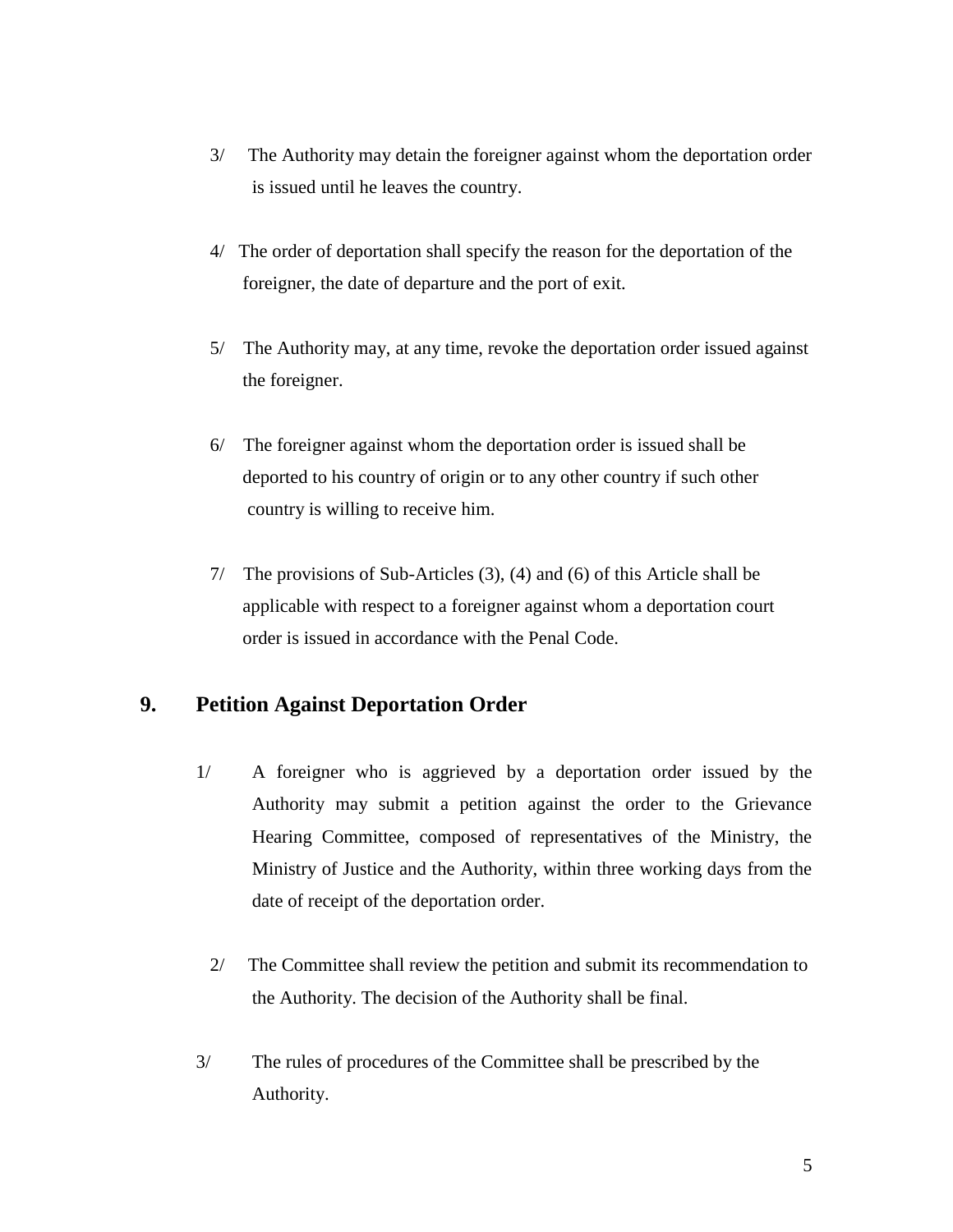3/ The Authority may detain the foreigner against whom the deportation order is issued until he leaves the country.

4/ The order of deportation shall specify the reason for the deportation of the foreigner, the date of departure and the port of exit.

5/ The Authority may, at any time, revoke the deportation order issued against the foreigner.

6/ The foreigner against whom the deportation order is issued shall be deported to his country of origin or to any other country if such other country is willing to receive him.

7/ The provisions of Sub-Articles (3), (4) and (6) of this Article shall be applicable with respect to a foreigner against whom a deportation court order is issued in accordance with the Penal Code.

## 9. Petition Against Deportation Order

1/ A foreigner who is aggrieved by a deportation order issued by the Authority may submit a petition against the order to the Grievance Hearing Committee, composed of representatives of the Ministry, the Ministry of Justice and the Authority, within three working days from the date of receipt of the deportation order.

2/ The Committee shall review the petition and submit its recommendation to the Authority. The decision of the Authority shall be final.

3/ The rules of procedures of the Committee shall be prescribed by the Authority.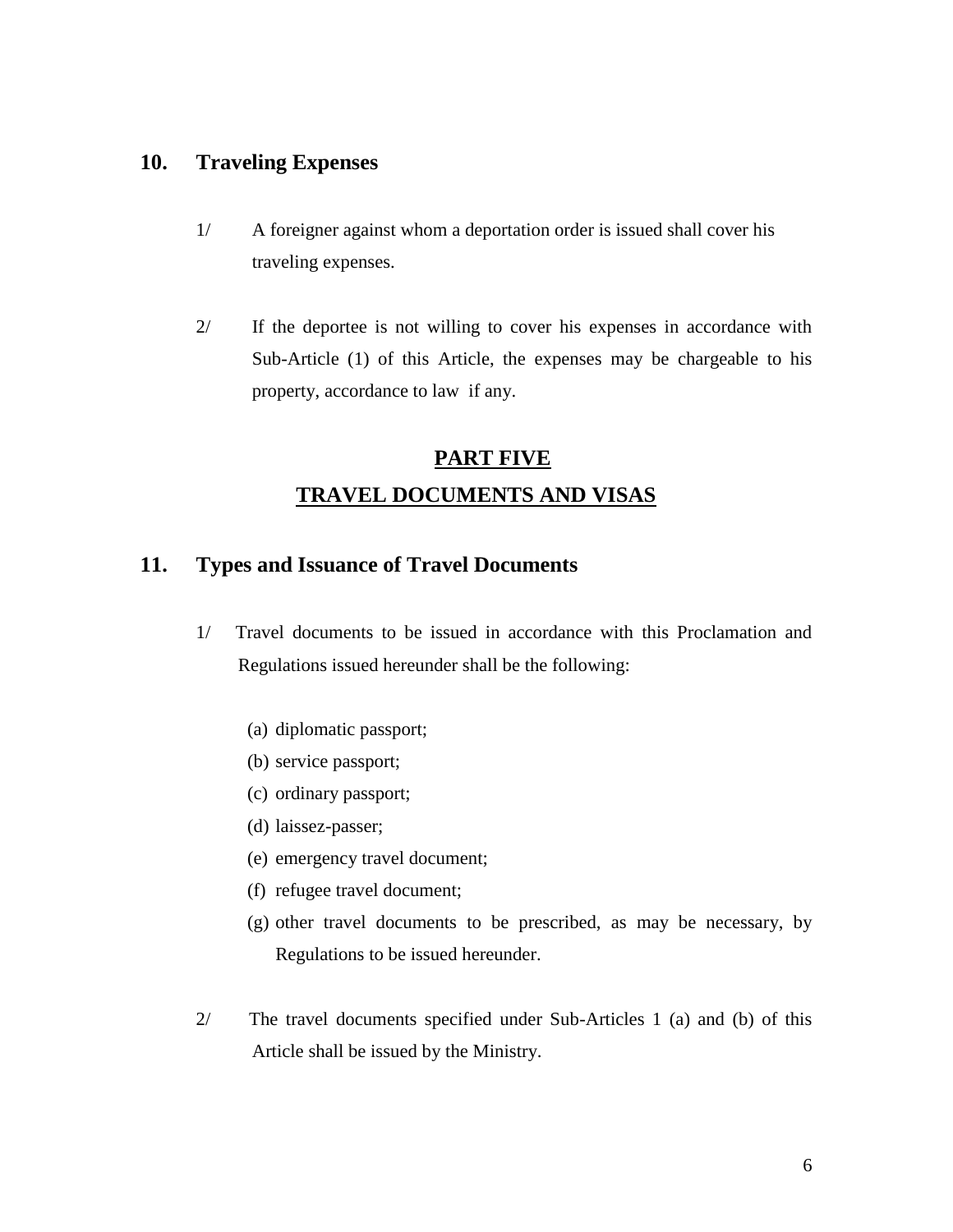## 10. Traveling Expenses

1/ A foreigner against whom a deportation order is issued shall cover his traveling expenses.

2/ If the deportee is not willing to cover his expenses in accordance with Sub-Article (1) of this Article, the expenses may be chargeable to his property, accordance to law if any.

# PART FIVE
# TRAVEL DOCUMENTS AND VISAS

## 11. Types and Issuance of Travel Documents

1/ Travel documents to be issued in accordance with this Proclamation and Regulations issued hereunder shall be the following:

(a) diplomatic passport;
(b) service passport;
(c) ordinary passport;
(d) laissez-passer;
(e) emergency travel document;
(f) refugee travel document;
(g) other travel documents to be prescribed, as may be necessary, by Regulations to be issued hereunder.

2/ The travel documents specified under Sub-Articles 1 (a) and (b) of this Article shall be issued by the Ministry.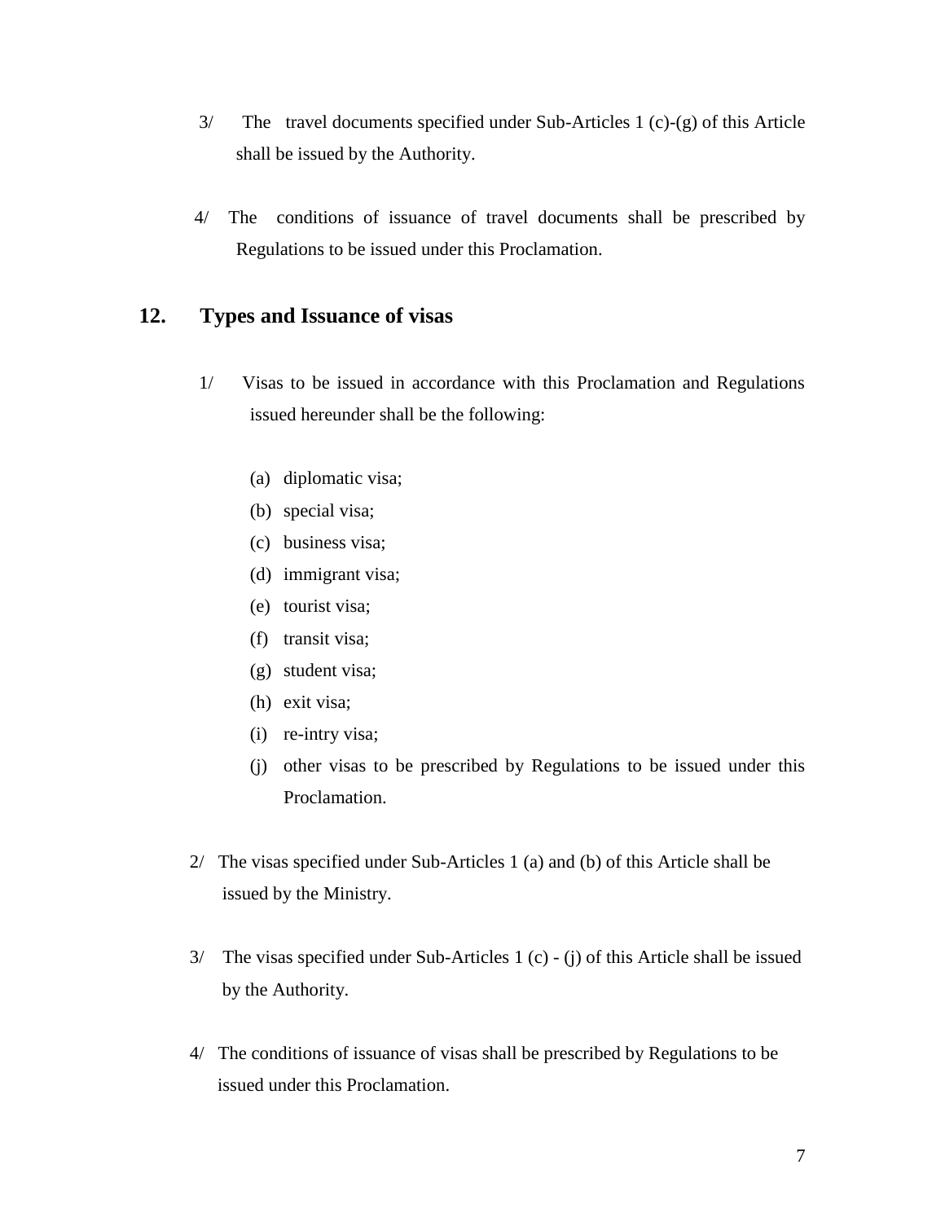3/ The travel documents specified under Sub-Articles 1 (c)-(g) of this Article shall be issued by the Authority.

4/ The conditions of issuance of travel documents shall be prescribed by Regulations to be issued under this Proclamation.

## 12. Types and Issuance of visas

1/ Visas to be issued in accordance with this Proclamation and Regulations issued hereunder shall be the following:

(a) diplomatic visa;
(b) special visa;
(c) business visa;
(d) immigrant visa;
(e) tourist visa;
(f) transit visa;
(g) student visa;
(h) exit visa;
(i) re-intry visa;
(j) other visas to be prescribed by Regulations to be issued under this Proclamation.

2/ The visas specified under Sub-Articles 1 (a) and (b) of this Article shall be issued by the Ministry.

3/ The visas specified under Sub-Articles 1 (c) - (j) of this Article shall be issued by the Authority.

4/ The conditions of issuance of visas shall be prescribed by Regulations to be issued under this Proclamation.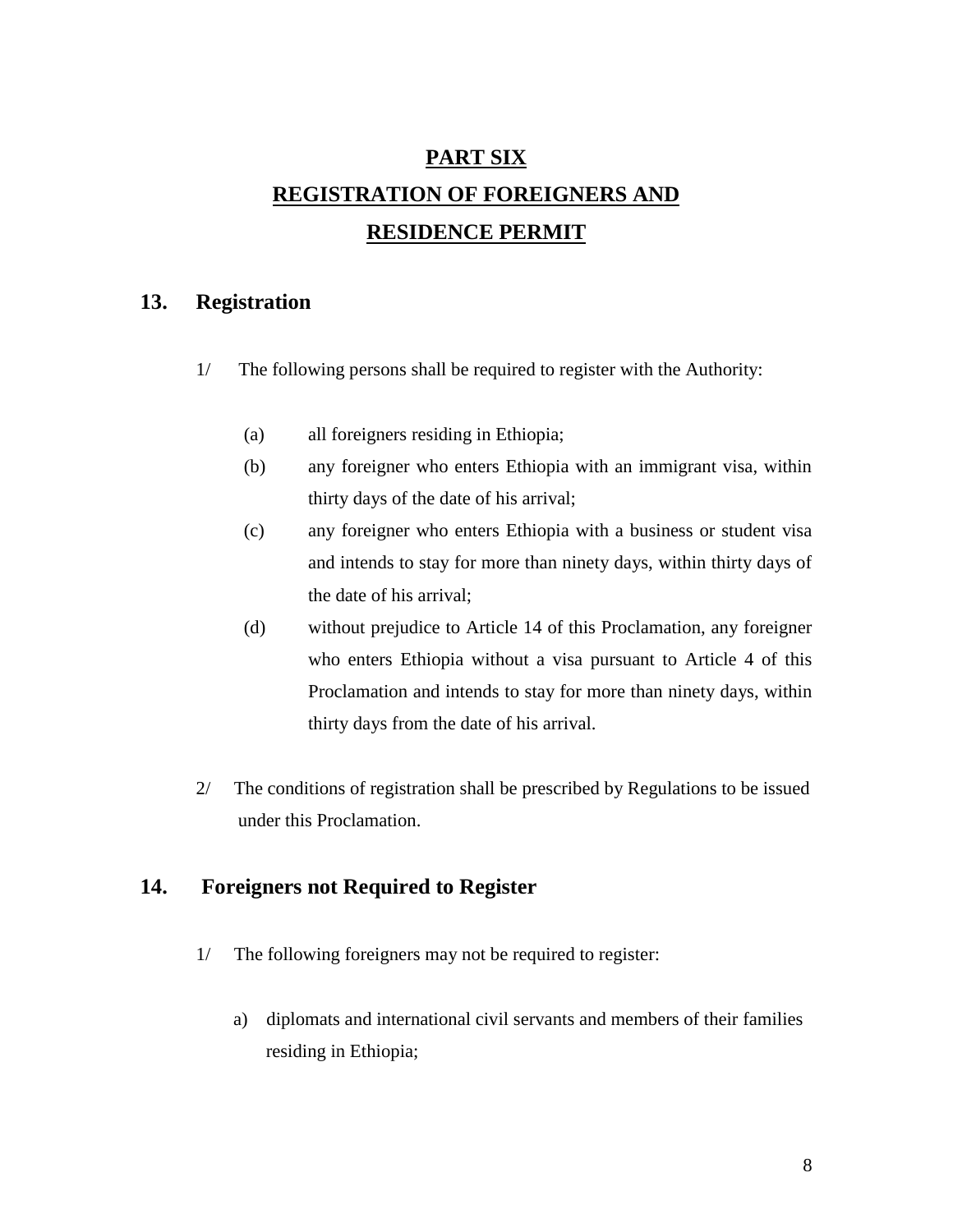# PART SIX

# REGISTRATION OF FOREIGNERS AND RESIDENCE PERMIT

## 13. Registration

1/ The following persons shall be required to register with the Authority:

(a) all foreigners residing in Ethiopia;

(b) any foreigner who enters Ethiopia with an immigrant visa, within thirty days of the date of his arrival;

(c) any foreigner who enters Ethiopia with a business or student visa and intends to stay for more than ninety days, within thirty days of the date of his arrival;

(d) without prejudice to Article 14 of this Proclamation, any foreigner who enters Ethiopia without a visa pursuant to Article 4 of this Proclamation and intends to stay for more than ninety days, within thirty days from the date of his arrival.

2/ The conditions of registration shall be prescribed by Regulations to be issued under this Proclamation.

## 14. Foreigners not Required to Register

1/ The following foreigners may not be required to register:

a) diplomats and international civil servants and members of their families residing in Ethiopia;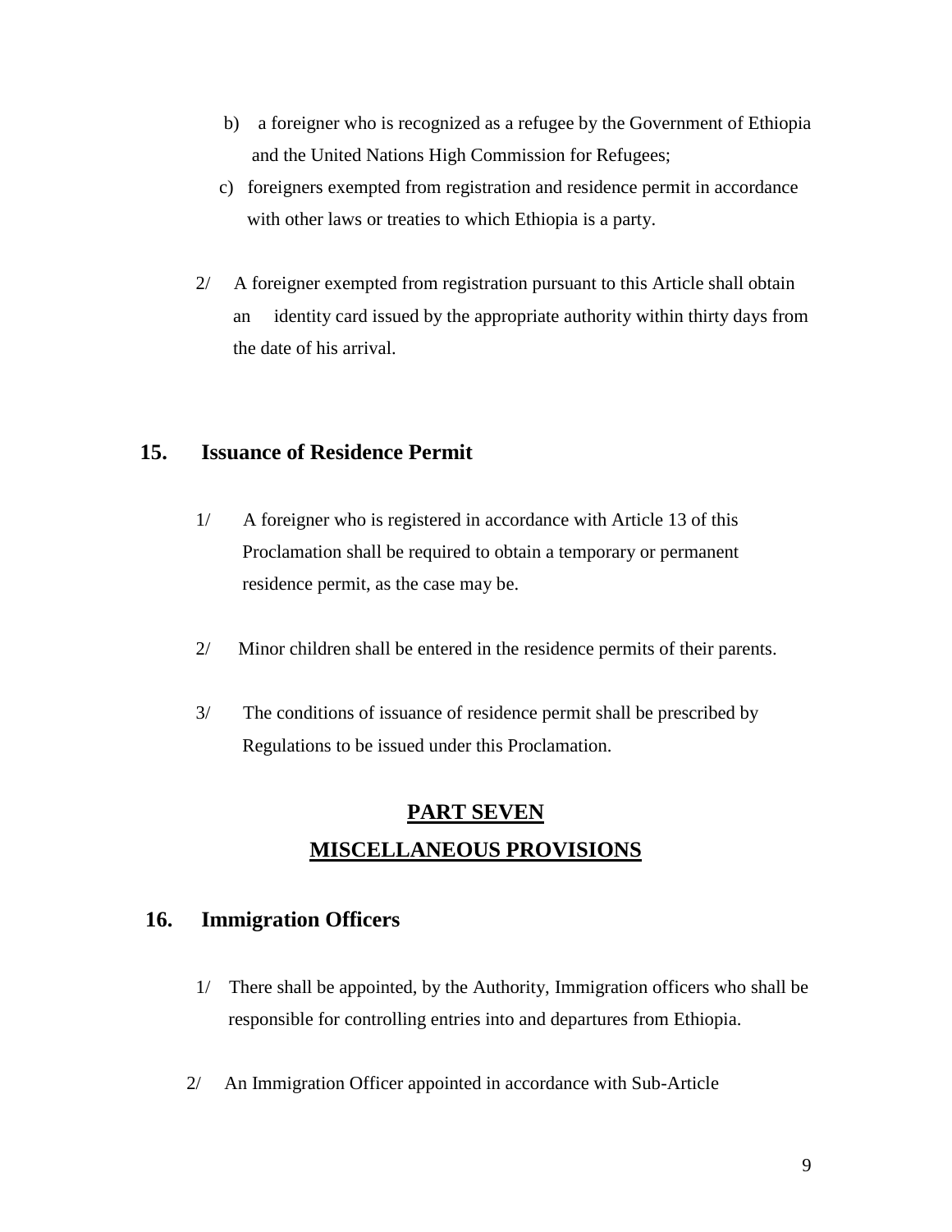b) a foreigner who is recognized as a refugee by the Government of Ethiopia and the United Nations High Commission for Refugees;

c) foreigners exempted from registration and residence permit in accordance with other laws or treaties to which Ethiopia is a party.

2/ A foreigner exempted from registration pursuant to this Article shall obtain an identity card issued by the appropriate authority within thirty days from the date of his arrival.

## 15. Issuance of Residence Permit

1/ A foreigner who is registered in accordance with Article 13 of this Proclamation shall be required to obtain a temporary or permanent residence permit, as the case may be.

2/ Minor children shall be entered in the residence permits of their parents.

3/ The conditions of issuance of residence permit shall be prescribed by Regulations to be issued under this Proclamation.

# PART SEVEN
# MISCELLANEOUS PROVISIONS

## 16. Immigration Officers

1/ There shall be appointed, by the Authority, Immigration officers who shall be responsible for controlling entries into and departures from Ethiopia.

2/ An Immigration Officer appointed in accordance with Sub-Article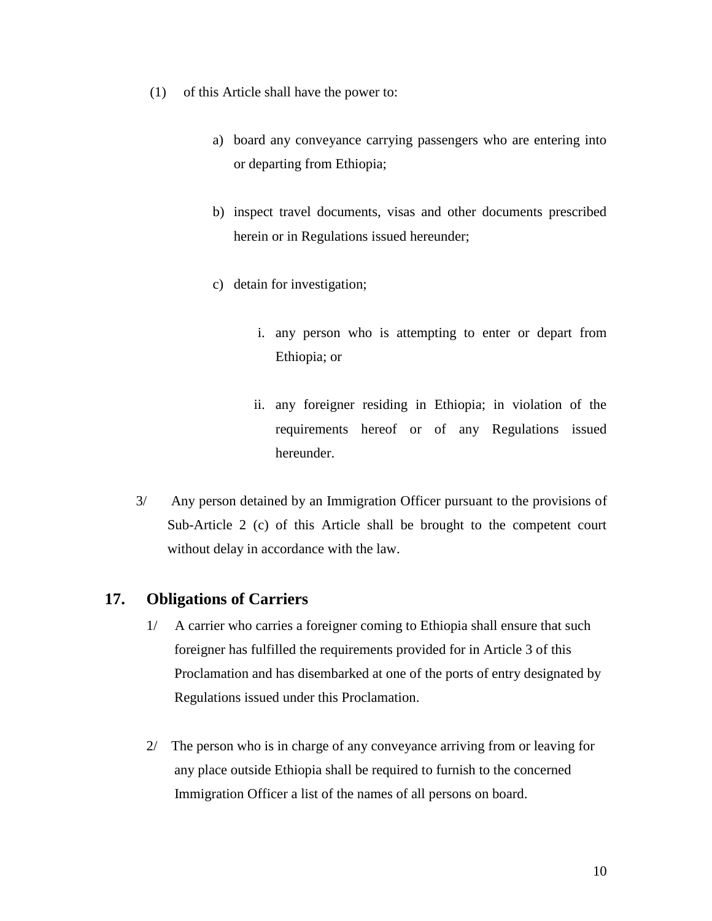(1) of this Article shall have the power to:

a) board any conveyance carrying passengers who are entering into or departing from Ethiopia;

b) inspect travel documents, visas and other documents prescribed herein or in Regulations issued hereunder;

c) detain for investigation;

i. any person who is attempting to enter or depart from Ethiopia; or

ii. any foreigner residing in Ethiopia; in violation of the requirements hereof or of any Regulations issued hereunder.

3/ Any person detained by an Immigration Officer pursuant to the provisions of Sub-Article 2 (c) of this Article shall be brought to the competent court without delay in accordance with the law.

## 17. Obligations of Carriers

1/ A carrier who carries a foreigner coming to Ethiopia shall ensure that such foreigner has fulfilled the requirements provided for in Article 3 of this Proclamation and has disembarked at one of the ports of entry designated by Regulations issued under this Proclamation.

2/ The person who is in charge of any conveyance arriving from or leaving for any place outside Ethiopia shall be required to furnish to the concerned Immigration Officer a list of the names of all persons on board.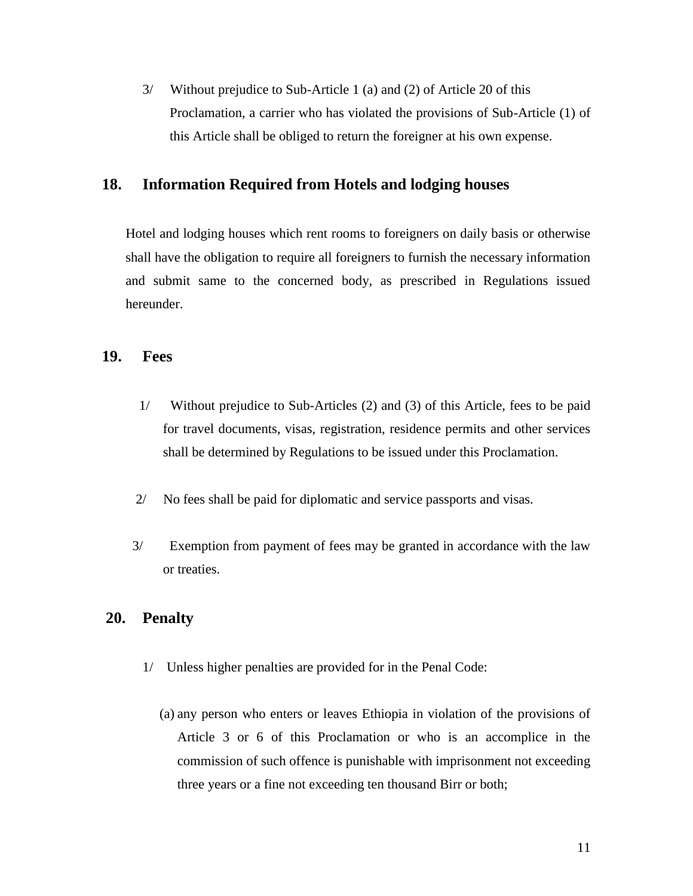3/ Without prejudice to Sub-Article 1 (a) and (2) of Article 20 of this Proclamation, a carrier who has violated the provisions of Sub-Article (1) of this Article shall be obliged to return the foreigner at his own expense.

## 18. Information Required from Hotels and lodging houses

Hotel and lodging houses which rent rooms to foreigners on daily basis or otherwise shall have the obligation to require all foreigners to furnish the necessary information and submit same to the concerned body, as prescribed in Regulations issued hereunder.

## 19. Fees

1/ Without prejudice to Sub-Articles (2) and (3) of this Article, fees to be paid for travel documents, visas, registration, residence permits and other services shall be determined by Regulations to be issued under this Proclamation.

2/ No fees shall be paid for diplomatic and service passports and visas.

3/ Exemption from payment of fees may be granted in accordance with the law or treaties.

## 20. Penalty

1/ Unless higher penalties are provided for in the Penal Code:

(a) any person who enters or leaves Ethiopia in violation of the provisions of Article 3 or 6 of this Proclamation or who is an accomplice in the commission of such offence is punishable with imprisonment not exceeding three years or a fine not exceeding ten thousand Birr or both;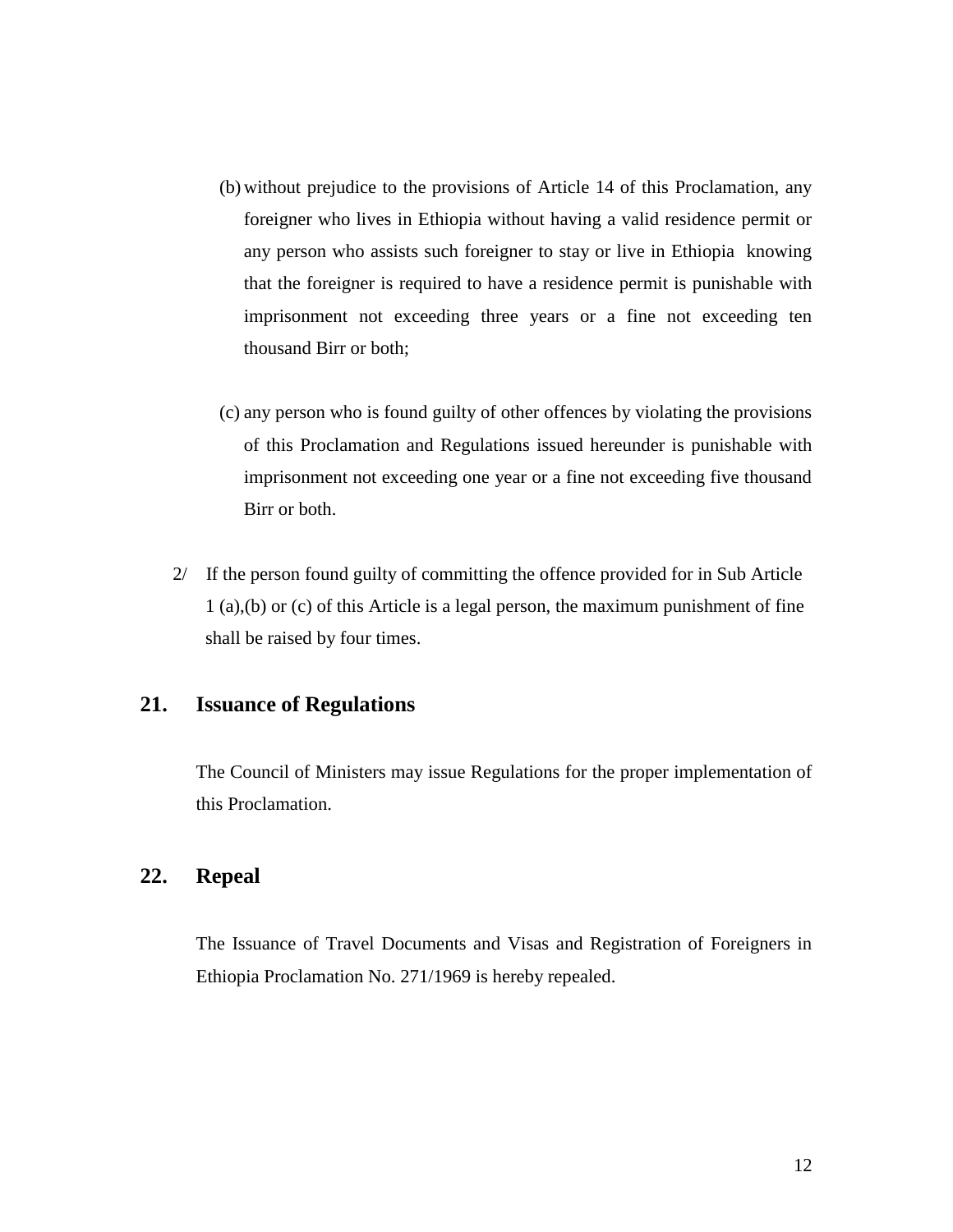(b) without prejudice to the provisions of Article 14 of this Proclamation, any foreigner who lives in Ethiopia without having a valid residence permit or any person who assists such foreigner to stay or live in Ethiopia knowing that the foreigner is required to have a residence permit is punishable with imprisonment not exceeding three years or a fine not exceeding ten thousand Birr or both;

(c) any person who is found guilty of other offences by violating the provisions of this Proclamation and Regulations issued hereunder is punishable with imprisonment not exceeding one year or a fine not exceeding five thousand Birr or both.

2/ If the person found guilty of committing the offence provided for in Sub Article 1 (a),(b) or (c) of this Article is a legal person, the maximum punishment of fine shall be raised by four times.

## 21. Issuance of Regulations

The Council of Ministers may issue Regulations for the proper implementation of this Proclamation.

## 22. Repeal

The Issuance of Travel Documents and Visas and Registration of Foreigners in Ethiopia Proclamation No. 271/1969 is hereby repealed.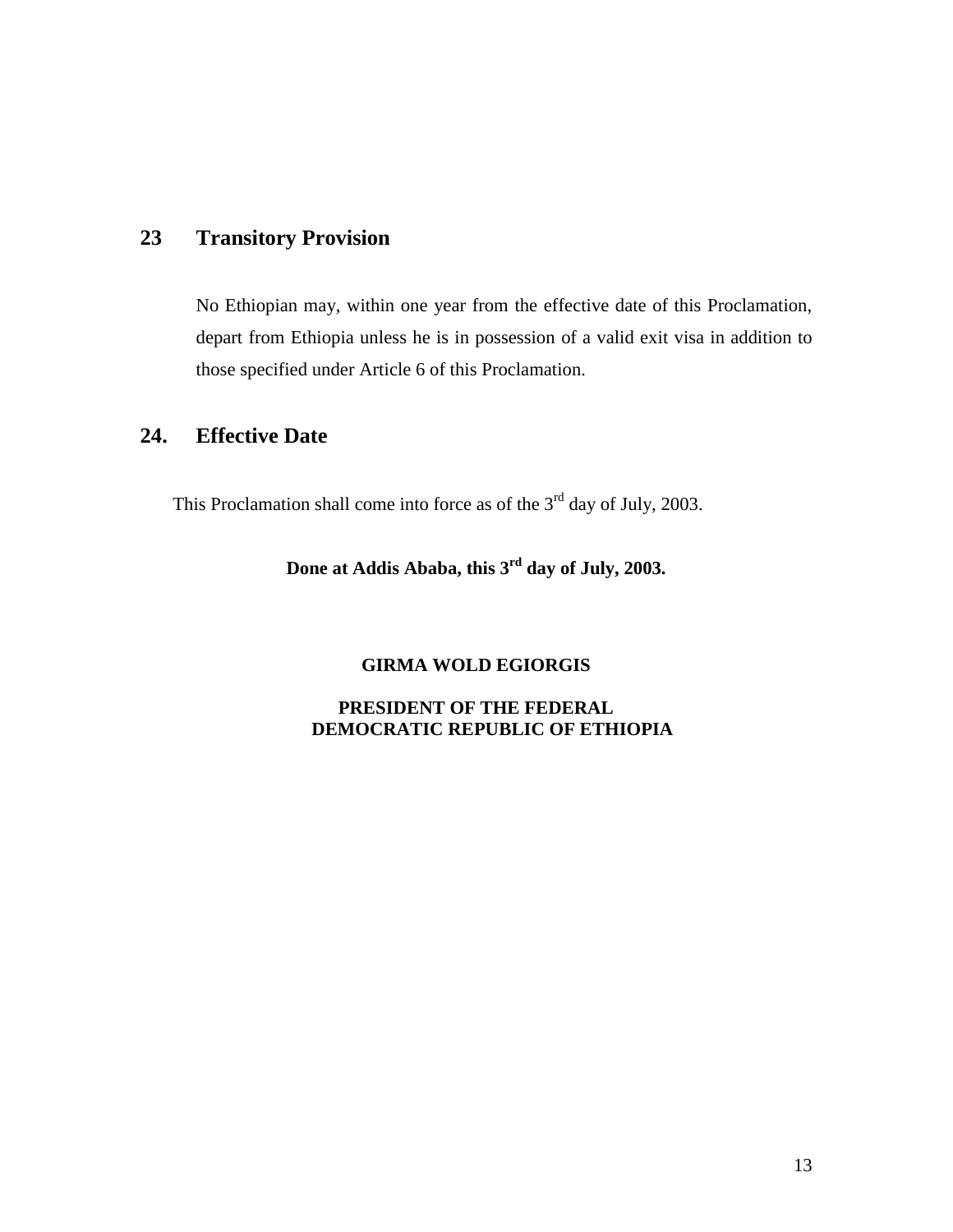## 23 Transitory Provision

No Ethiopian may, within one year from the effective date of this Proclamation, depart from Ethiopia unless he is in possession of a valid exit visa in addition to those specified under Article 6 of this Proclamation.

## 24. Effective Date

This Proclamation shall come into force as of the 3rd day of July, 2003.

**Done at Addis Ababa, this 3rd day of July, 2003.**

**GIRMA WOLD EGIORGIS**

**PRESIDENT OF THE FEDERAL DEMOCRATIC REPUBLIC OF ETHIOPIA**